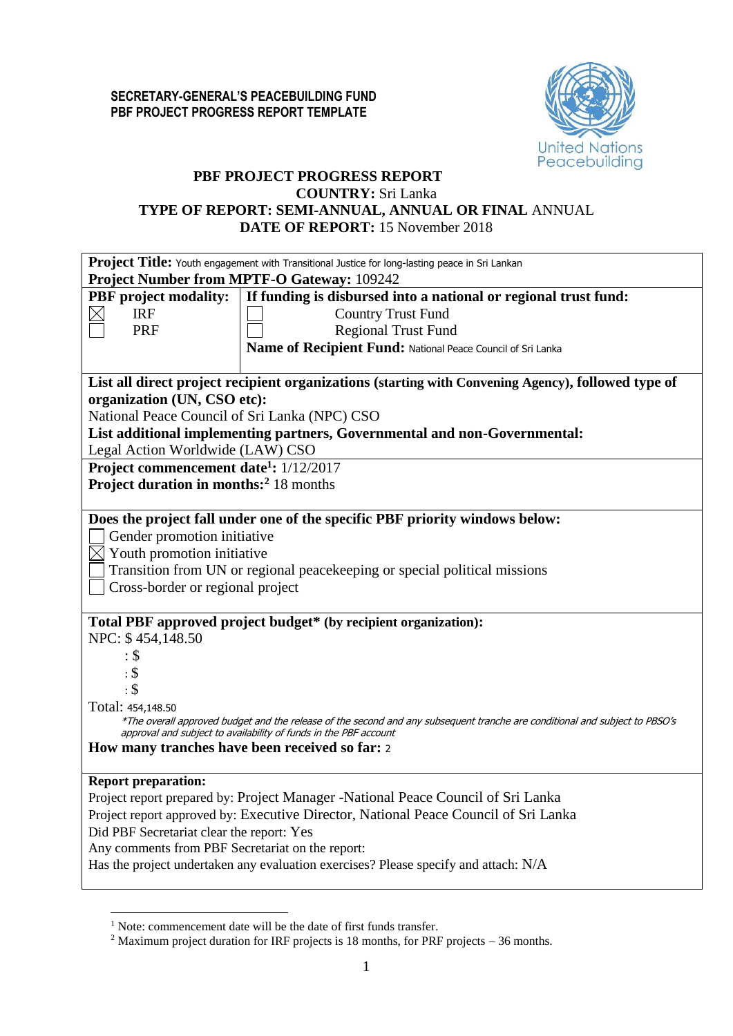**SECRETARY-GENERAL'S PEACEBUILDING FUND**
**PBF PROJECT PROGRESS REPORT TEMPLATE**

# PBF PROJECT PROGRESS REPORT

**COUNTRY:** Sri Lanka

**TYPE OF REPORT: SEMI-ANNUAL, ANNUAL OR FINAL** ANNUAL

**DATE OF REPORT:** 15 November 2018

**Project Title:** Youth engagement with Transitional Justice for long-lasting peace in Sri Lankan

**Project Number from MPTF-O Gateway:** 109242

| **PBF project modality:** | **If funding is disbursed into a national or regional trust fund:** |
|---|---|
| ☒ IRF | ☐ Country Trust Fund |
| ☐ PRF | ☐ Regional Trust Fund |
| | **Name of Recipient Fund:** National Peace Council of Sri Lanka |

**List all direct project recipient organizations (starting with Convening Agency), followed type of organization (UN, CSO etc):**

National Peace Council of Sri Lanka (NPC) CSO

**List additional implementing partners, Governmental and non-Governmental:**

Legal Action Worldwide (LAW) CSO

**Project commencement date[1]:** 1/12/2017

**Project duration in months:[2]** 18 months

**Does the project fall under one of the specific PBF priority windows below:**

☐ Gender promotion initiative

☒ Youth promotion initiative

☐ Transition from UN or regional peacekeeping or special political missions

☐ Cross-border or regional project

**Total PBF approved project budget\* (by recipient organization):**

NPC: $ 454,148.50

: $

: $

: $

Total: 454,148.50

*\*The overall approved budget and the release of the second and any subsequent tranche are conditional and subject to PBSO's approval and subject to availability of funds in the PBF account*

**How many tranches have been received so far:** 2

**Report preparation:**

Project report prepared by: Project Manager -National Peace Council of Sri Lanka

Project report approved by: Executive Director, National Peace Council of Sri Lanka

Did PBF Secretariat clear the report: Yes

Any comments from PBF Secretariat on the report:

Has the project undertaken any evaluation exercises? Please specify and attach: N/A

---

[1] Note: commencement date will be the date of first funds transfer.

[2] Maximum project duration for IRF projects is 18 months, for PRF projects – 36 months.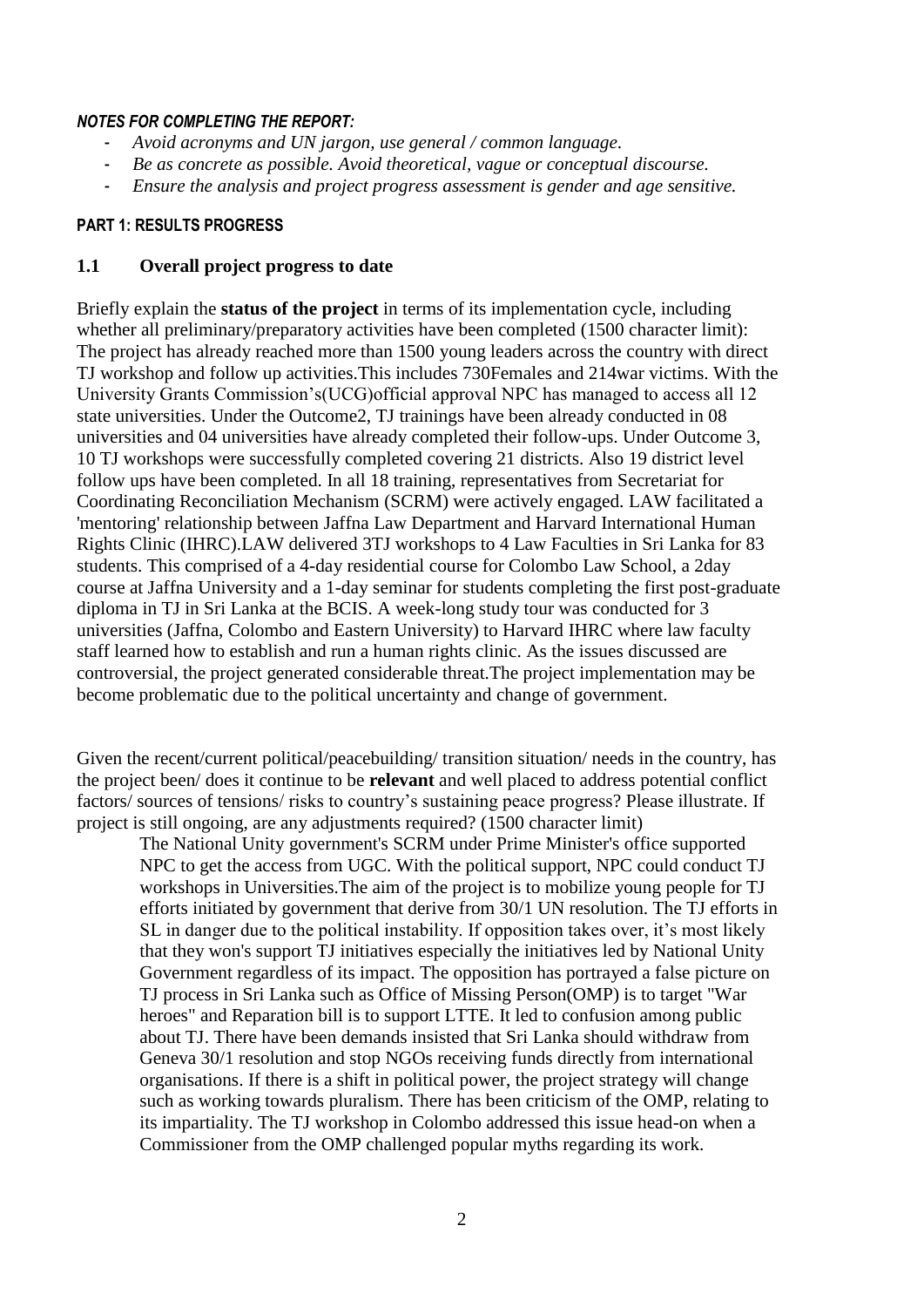***NOTES FOR COMPLETING THE REPORT:***

- *Avoid acronyms and UN jargon, use general / common language.*
- *Be as concrete as possible. Avoid theoretical, vague or conceptual discourse.*
- *Ensure the analysis and project progress assessment is gender and age sensitive.*

**PART 1: RESULTS PROGRESS**

## 1.1 Overall project progress to date

Briefly explain the **status of the project** in terms of its implementation cycle, including whether all preliminary/preparatory activities have been completed (1500 character limit): The project has already reached more than 1500 young leaders across the country with direct TJ workshop and follow up activities.This includes 730Females and 214war victims. With the University Grants Commission's(UCG)official approval NPC has managed to access all 12 state universities. Under the Outcome2, TJ trainings have been already conducted in 08 universities and 04 universities have already completed their follow-ups. Under Outcome 3, 10 TJ workshops were successfully completed covering 21 districts. Also 19 district level follow ups have been completed. In all 18 training, representatives from Secretariat for Coordinating Reconciliation Mechanism (SCRM) were actively engaged. LAW facilitated a 'mentoring' relationship between Jaffna Law Department and Harvard International Human Rights Clinic (IHRC).LAW delivered 3TJ workshops to 4 Law Faculties in Sri Lanka for 83 students. This comprised of a 4-day residential course for Colombo Law School, a 2day course at Jaffna University and a 1-day seminar for students completing the first post-graduate diploma in TJ in Sri Lanka at the BCIS. A week-long study tour was conducted for 3 universities (Jaffna, Colombo and Eastern University) to Harvard IHRC where law faculty staff learned how to establish and run a human rights clinic. As the issues discussed are controversial, the project generated considerable threat.The project implementation may be become problematic due to the political uncertainty and change of government.

Given the recent/current political/peacebuilding/ transition situation/ needs in the country, has the project been/ does it continue to be **relevant** and well placed to address potential conflict factors/ sources of tensions/ risks to country's sustaining peace progress? Please illustrate. If project is still ongoing, are any adjustments required? (1500 character limit)

The National Unity government's SCRM under Prime Minister's office supported NPC to get the access from UGC. With the political support, NPC could conduct TJ workshops in Universities.The aim of the project is to mobilize young people for TJ efforts initiated by government that derive from 30/1 UN resolution. The TJ efforts in SL in danger due to the political instability. If opposition takes over, it's most likely that they won's support TJ initiatives especially the initiatives led by National Unity Government regardless of its impact. The opposition has portrayed a false picture on TJ process in Sri Lanka such as Office of Missing Person(OMP) is to target "War heroes" and Reparation bill is to support LTTE. It led to confusion among public about TJ. There have been demands insisted that Sri Lanka should withdraw from Geneva 30/1 resolution and stop NGOs receiving funds directly from international organisations. If there is a shift in political power, the project strategy will change such as working towards pluralism. There has been criticism of the OMP, relating to its impartiality. The TJ workshop in Colombo addressed this issue head-on when a Commissioner from the OMP challenged popular myths regarding its work.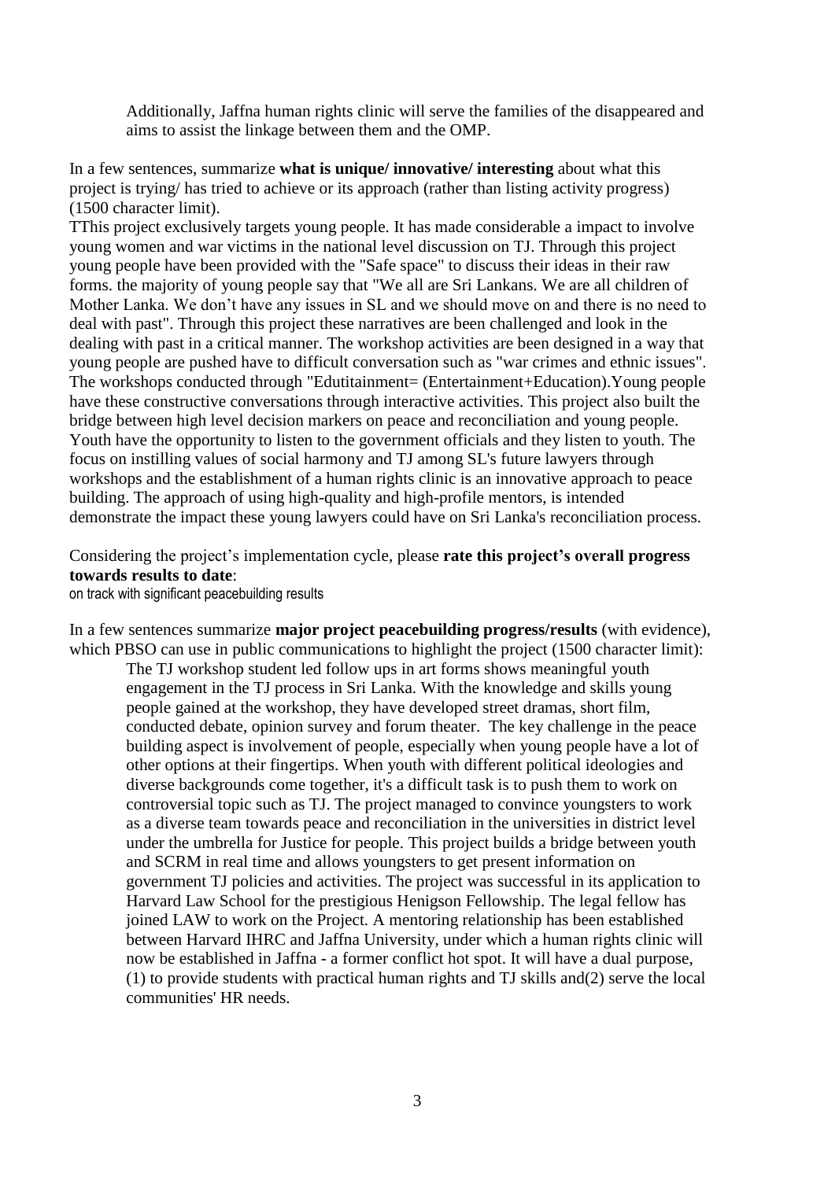Additionally, Jaffna human rights clinic will serve the families of the disappeared and aims to assist the linkage between them and the OMP.

In a few sentences, summarize **what is unique/ innovative/ interesting** about what this project is trying/ has tried to achieve or its approach (rather than listing activity progress) (1500 character limit).

TThis project exclusively targets young people. It has made considerable a impact to involve young women and war victims in the national level discussion on TJ. Through this project young people have been provided with the "Safe space" to discuss their ideas in their raw forms. the majority of young people say that "We all are Sri Lankans. We are all children of Mother Lanka. We don't have any issues in SL and we should move on and there is no need to deal with past". Through this project these narratives are been challenged and look in the dealing with past in a critical manner. The workshop activities are been designed in a way that young people are pushed have to difficult conversation such as "war crimes and ethnic issues". The workshops conducted through "Edutitainment= (Entertainment+Education).Young people have these constructive conversations through interactive activities. This project also built the bridge between high level decision markers on peace and reconciliation and young people. Youth have the opportunity to listen to the government officials and they listen to youth. The focus on instilling values of social harmony and TJ among SL's future lawyers through workshops and the establishment of a human rights clinic is an innovative approach to peace building. The approach of using high-quality and high-profile mentors, is intended demonstrate the impact these young lawyers could have on Sri Lanka's reconciliation process.

Considering the project's implementation cycle, please **rate this project's overall progress towards results to date**:

on track with significant peacebuilding results

In a few sentences summarize **major project peacebuilding progress/results** (with evidence), which PBSO can use in public communications to highlight the project (1500 character limit):

The TJ workshop student led follow ups in art forms shows meaningful youth engagement in the TJ process in Sri Lanka. With the knowledge and skills young people gained at the workshop, they have developed street dramas, short film, conducted debate, opinion survey and forum theater. The key challenge in the peace building aspect is involvement of people, especially when young people have a lot of other options at their fingertips. When youth with different political ideologies and diverse backgrounds come together, it's a difficult task is to push them to work on controversial topic such as TJ. The project managed to convince youngsters to work as a diverse team towards peace and reconciliation in the universities in district level under the umbrella for Justice for people. This project builds a bridge between youth and SCRM in real time and allows youngsters to get present information on government TJ policies and activities. The project was successful in its application to Harvard Law School for the prestigious Henigson Fellowship. The legal fellow has joined LAW to work on the Project. A mentoring relationship has been established between Harvard IHRC and Jaffna University, under which a human rights clinic will now be established in Jaffna - a former conflict hot spot. It will have a dual purpose, (1) to provide students with practical human rights and TJ skills and(2) serve the local communities' HR needs.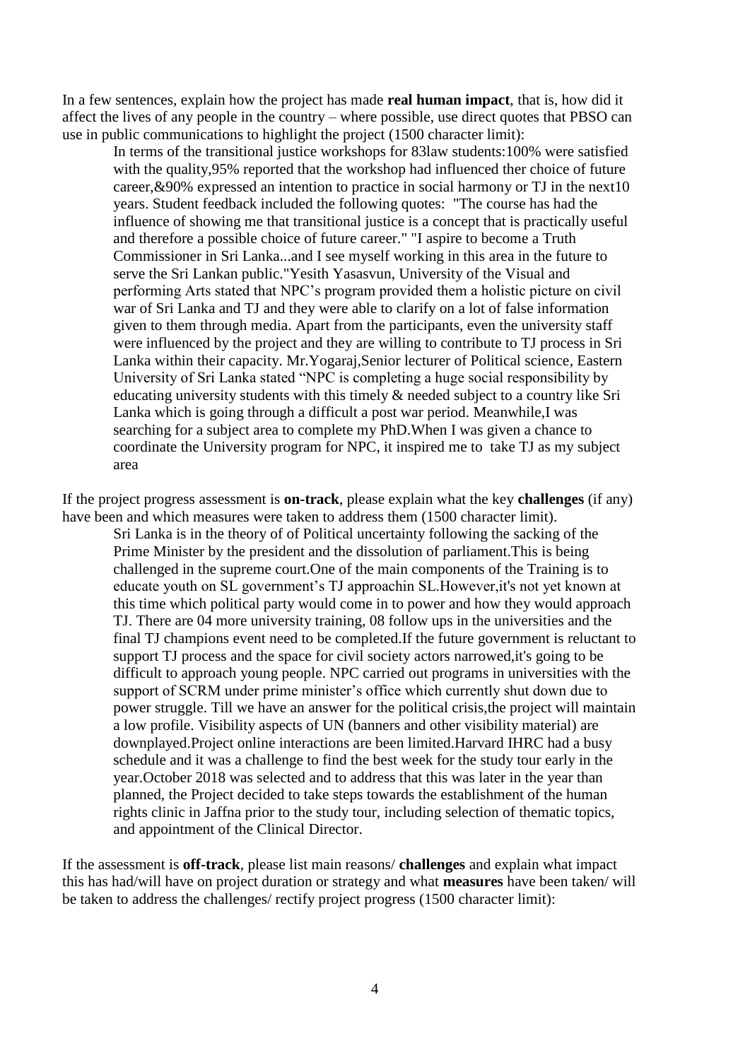In a few sentences, explain how the project has made **real human impact**, that is, how did it affect the lives of any people in the country – where possible, use direct quotes that PBSO can use in public communications to highlight the project (1500 character limit):

> In terms of the transitional justice workshops for 83law students:100% were satisfied with the quality,95% reported that the workshop had influenced ther choice of future career,&90% expressed an intention to practice in social harmony or TJ in the next10 years. Student feedback included the following quotes: "The course has had the influence of showing me that transitional justice is a concept that is practically useful and therefore a possible choice of future career." "I aspire to become a Truth Commissioner in Sri Lanka...and I see myself working in this area in the future to serve the Sri Lankan public."Yesith Yasasvun, University of the Visual and performing Arts stated that NPC's program provided them a holistic picture on civil war of Sri Lanka and TJ and they were able to clarify on a lot of false information given to them through media. Apart from the participants, even the university staff were influenced by the project and they are willing to contribute to TJ process in Sri Lanka within their capacity. Mr.Yogaraj,Senior lecturer of Political science, Eastern University of Sri Lanka stated "NPC is completing a huge social responsibility by educating university students with this timely & needed subject to a country like Sri Lanka which is going through a difficult a post war period. Meanwhile,I was searching for a subject area to complete my PhD.When I was given a chance to coordinate the University program for NPC, it inspired me to take TJ as my subject area

If the project progress assessment is **on-track**, please explain what the key **challenges** (if any) have been and which measures were taken to address them (1500 character limit).

> Sri Lanka is in the theory of of Political uncertainty following the sacking of the Prime Minister by the president and the dissolution of parliament.This is being challenged in the supreme court.One of the main components of the Training is to educate youth on SL government's TJ approachin SL.However,it's not yet known at this time which political party would come in to power and how they would approach TJ. There are 04 more university training, 08 follow ups in the universities and the final TJ champions event need to be completed.If the future government is reluctant to support TJ process and the space for civil society actors narrowed,it's going to be difficult to approach young people. NPC carried out programs in universities with the support of SCRM under prime minister's office which currently shut down due to power struggle. Till we have an answer for the political crisis,the project will maintain a low profile. Visibility aspects of UN (banners and other visibility material) are downplayed.Project online interactions are been limited.Harvard IHRC had a busy schedule and it was a challenge to find the best week for the study tour early in the year.October 2018 was selected and to address that this was later in the year than planned, the Project decided to take steps towards the establishment of the human rights clinic in Jaffna prior to the study tour, including selection of thematic topics, and appointment of the Clinical Director.

If the assessment is **off-track**, please list main reasons/ **challenges** and explain what impact this has had/will have on project duration or strategy and what **measures** have been taken/ will be taken to address the challenges/ rectify project progress (1500 character limit):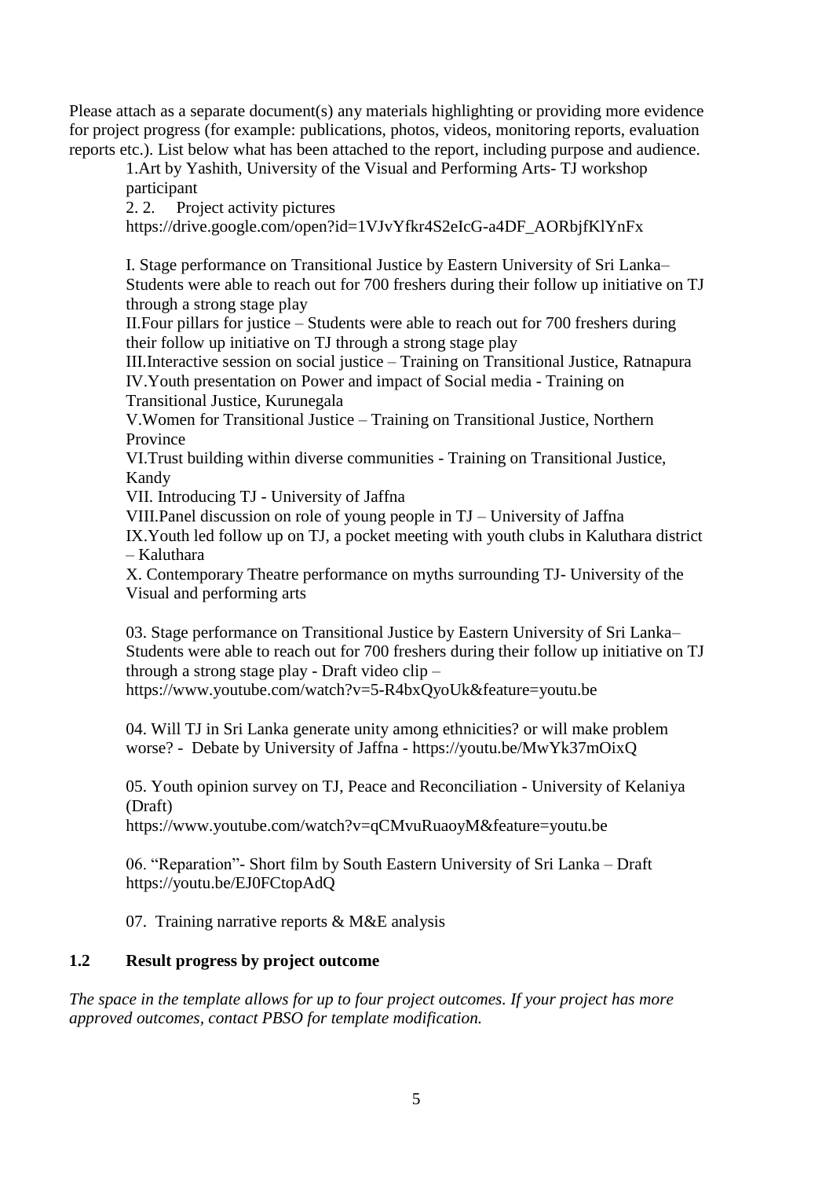Please attach as a separate document(s) any materials highlighting or providing more evidence for project progress (for example: publications, photos, videos, monitoring reports, evaluation reports etc.). List below what has been attached to the report, including purpose and audience.

1.Art by Yashith, University of the Visual and Performing Arts- TJ workshop participant

2. 2. Project activity pictures
https://drive.google.com/open?id=1VJvYfkr4S2eIcG-a4DF_AORbjfKlYnFx

I. Stage performance on Transitional Justice by Eastern University of Sri Lanka– Students were able to reach out for 700 freshers during their follow up initiative on TJ through a strong stage play

II.Four pillars for justice – Students were able to reach out for 700 freshers during their follow up initiative on TJ through a strong stage play

III.Interactive session on social justice – Training on Transitional Justice, Ratnapura

IV.Youth presentation on Power and impact of Social media - Training on Transitional Justice, Kurunegala

V.Women for Transitional Justice – Training on Transitional Justice, Northern Province

VI.Trust building within diverse communities - Training on Transitional Justice, Kandy

VII. Introducing TJ - University of Jaffna

VIII.Panel discussion on role of young people in TJ – University of Jaffna

IX.Youth led follow up on TJ, a pocket meeting with youth clubs in Kaluthara district – Kaluthara

X. Contemporary Theatre performance on myths surrounding TJ- University of the Visual and performing arts

03. Stage performance on Transitional Justice by Eastern University of Sri Lanka– Students were able to reach out for 700 freshers during their follow up initiative on TJ through a strong stage play - Draft video clip –
https://www.youtube.com/watch?v=5-R4bxQyoUk&feature=youtu.be

04. Will TJ in Sri Lanka generate unity among ethnicities? or will make problem worse? - Debate by University of Jaffna - https://youtu.be/MwYk37mOixQ

05. Youth opinion survey on TJ, Peace and Reconciliation - University of Kelaniya (Draft)
https://www.youtube.com/watch?v=qCMvuRuaoyM&feature=youtu.be

06. "Reparation"- Short film by South Eastern University of Sri Lanka – Draft
https://youtu.be/EJ0FCtopAdQ

07. Training narrative reports & M&E analysis

### 1.2 Result progress by project outcome

*The space in the template allows for up to four project outcomes. If your project has more approved outcomes, contact PBSO for template modification.*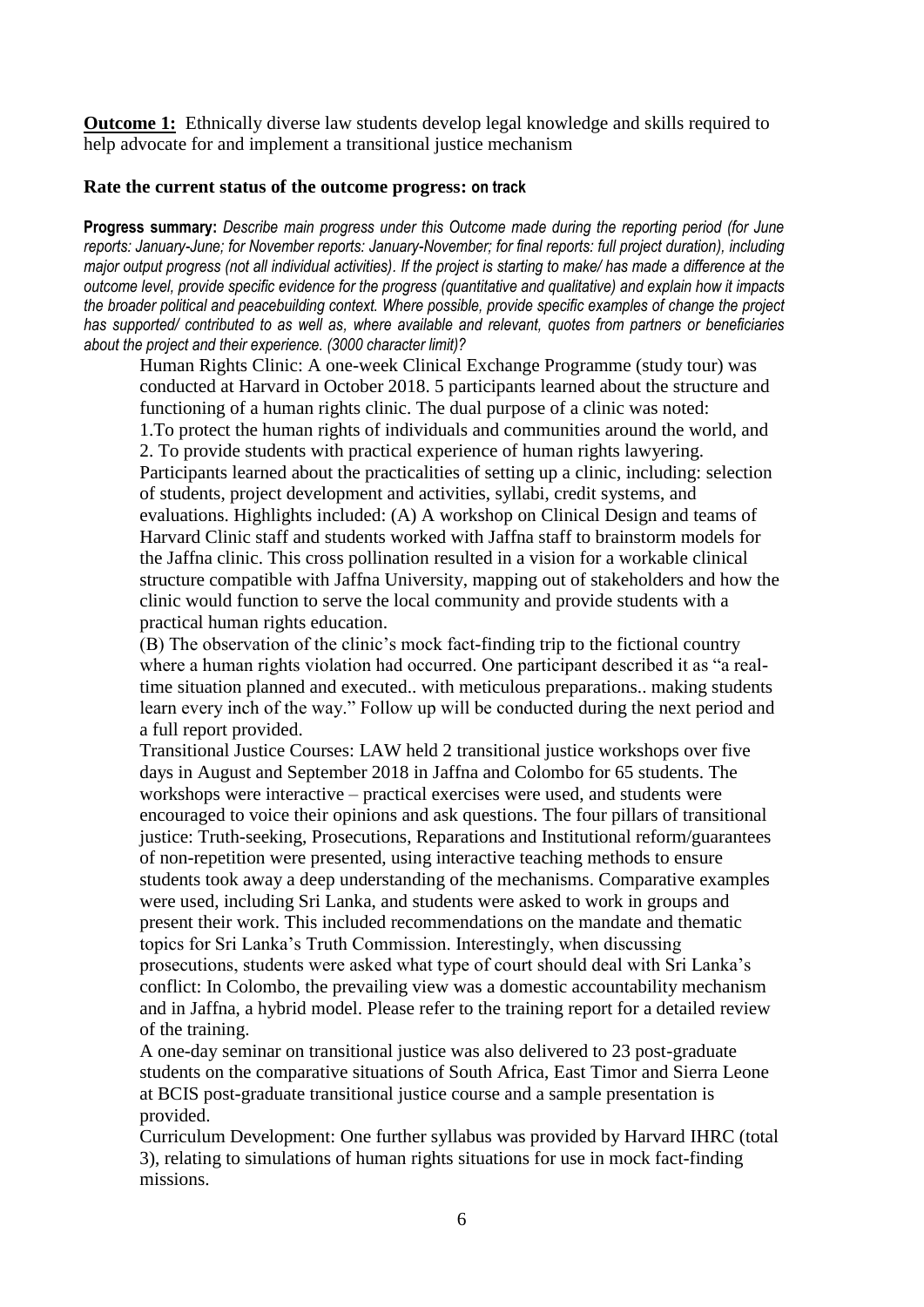**Outcome 1:** Ethnically diverse law students develop legal knowledge and skills required to help advocate for and implement a transitional justice mechanism

**Rate the current status of the outcome progress:** **on track**

**Progress summary:** *Describe main progress under this Outcome made during the reporting period (for June reports: January-June; for November reports: January-November; for final reports: full project duration), including major output progress (not all individual activities). If the project is starting to make/ has made a difference at the outcome level, provide specific evidence for the progress (quantitative and qualitative) and explain how it impacts the broader political and peacebuilding context. Where possible, provide specific examples of change the project has supported/ contributed to as well as, where available and relevant, quotes from partners or beneficiaries about the project and their experience. (3000 character limit)?*

Human Rights Clinic: A one-week Clinical Exchange Programme (study tour) was conducted at Harvard in October 2018. 5 participants learned about the structure and functioning of a human rights clinic. The dual purpose of a clinic was noted:

1.To protect the human rights of individuals and communities around the world, and

2. To provide students with practical experience of human rights lawyering.

Participants learned about the practicalities of setting up a clinic, including: selection of students, project development and activities, syllabi, credit systems, and evaluations. Highlights included: (A) A workshop on Clinical Design and teams of Harvard Clinic staff and students worked with Jaffna staff to brainstorm models for the Jaffna clinic. This cross pollination resulted in a vision for a workable clinical structure compatible with Jaffna University, mapping out of stakeholders and how the clinic would function to serve the local community and provide students with a practical human rights education.

(B) The observation of the clinic's mock fact-finding trip to the fictional country where a human rights violation had occurred. One participant described it as "a real-time situation planned and executed.. with meticulous preparations.. making students learn every inch of the way." Follow up will be conducted during the next period and a full report provided.

Transitional Justice Courses: LAW held 2 transitional justice workshops over five days in August and September 2018 in Jaffna and Colombo for 65 students. The workshops were interactive – practical exercises were used, and students were encouraged to voice their opinions and ask questions. The four pillars of transitional justice: Truth-seeking, Prosecutions, Reparations and Institutional reform/guarantees of non-repetition were presented, using interactive teaching methods to ensure students took away a deep understanding of the mechanisms. Comparative examples were used, including Sri Lanka, and students were asked to work in groups and present their work. This included recommendations on the mandate and thematic topics for Sri Lanka's Truth Commission. Interestingly, when discussing prosecutions, students were asked what type of court should deal with Sri Lanka's conflict: In Colombo, the prevailing view was a domestic accountability mechanism and in Jaffna, a hybrid model. Please refer to the training report for a detailed review of the training.

A one-day seminar on transitional justice was also delivered to 23 post-graduate students on the comparative situations of South Africa, East Timor and Sierra Leone at BCIS post-graduate transitional justice course and a sample presentation is provided.

Curriculum Development: One further syllabus was provided by Harvard IHRC (total 3), relating to simulations of human rights situations for use in mock fact-finding missions.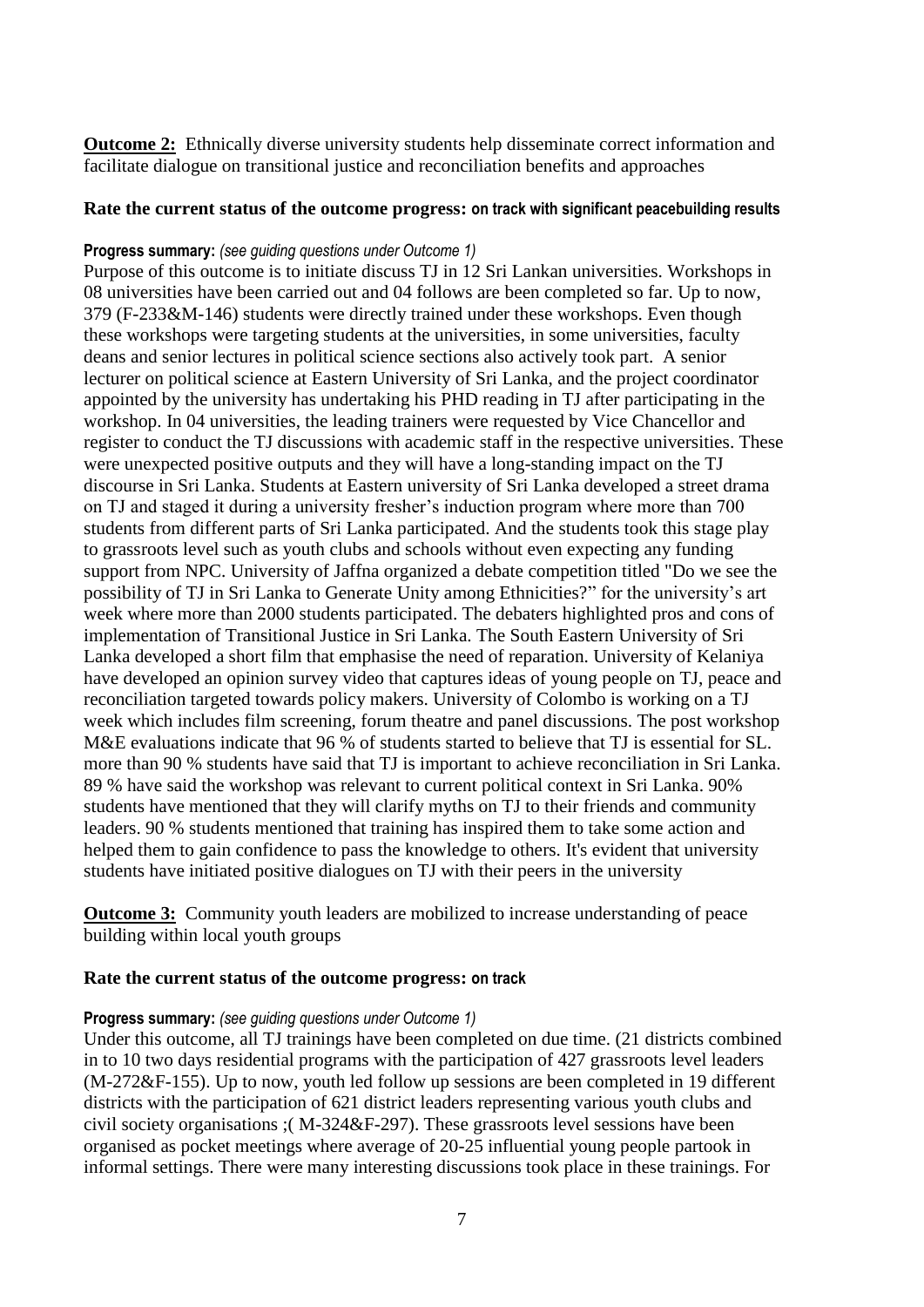**Outcome 2:** Ethnically diverse university students help disseminate correct information and facilitate dialogue on transitional justice and reconciliation benefits and approaches

**Rate the current status of the outcome progress: on track with significant peacebuilding results**

**Progress summary:** *(see guiding questions under Outcome 1)*

Purpose of this outcome is to initiate discuss TJ in 12 Sri Lankan universities. Workshops in 08 universities have been carried out and 04 follows are been completed so far. Up to now, 379 (F-233&M-146) students were directly trained under these workshops. Even though these workshops were targeting students at the universities, in some universities, faculty deans and senior lectures in political science sections also actively took part. A senior lecturer on political science at Eastern University of Sri Lanka, and the project coordinator appointed by the university has undertaking his PHD reading in TJ after participating in the workshop. In 04 universities, the leading trainers were requested by Vice Chancellor and register to conduct the TJ discussions with academic staff in the respective universities. These were unexpected positive outputs and they will have a long-standing impact on the TJ discourse in Sri Lanka. Students at Eastern university of Sri Lanka developed a street drama on TJ and staged it during a university fresher's induction program where more than 700 students from different parts of Sri Lanka participated. And the students took this stage play to grassroots level such as youth clubs and schools without even expecting any funding support from NPC. University of Jaffna organized a debate competition titled "Do we see the possibility of TJ in Sri Lanka to Generate Unity among Ethnicities?" for the university's art week where more than 2000 students participated. The debaters highlighted pros and cons of implementation of Transitional Justice in Sri Lanka. The South Eastern University of Sri Lanka developed a short film that emphasise the need of reparation. University of Kelaniya have developed an opinion survey video that captures ideas of young people on TJ, peace and reconciliation targeted towards policy makers. University of Colombo is working on a TJ week which includes film screening, forum theatre and panel discussions. The post workshop M&E evaluations indicate that 96 % of students started to believe that TJ is essential for SL. more than 90 % students have said that TJ is important to achieve reconciliation in Sri Lanka. 89 % have said the workshop was relevant to current political context in Sri Lanka. 90% students have mentioned that they will clarify myths on TJ to their friends and community leaders. 90 % students mentioned that training has inspired them to take some action and helped them to gain confidence to pass the knowledge to others. It's evident that university students have initiated positive dialogues on TJ with their peers in the university

**Outcome 3:** Community youth leaders are mobilized to increase understanding of peace building within local youth groups

**Rate the current status of the outcome progress: on track**

**Progress summary:** *(see guiding questions under Outcome 1)*

Under this outcome, all TJ trainings have been completed on due time. (21 districts combined in to 10 two days residential programs with the participation of 427 grassroots level leaders (M-272&F-155). Up to now, youth led follow up sessions are been completed in 19 different districts with the participation of 621 district leaders representing various youth clubs and civil society organisations ;( M-324&F-297). These grassroots level sessions have been organised as pocket meetings where average of 20-25 influential young people partook in informal settings. There were many interesting discussions took place in these trainings. For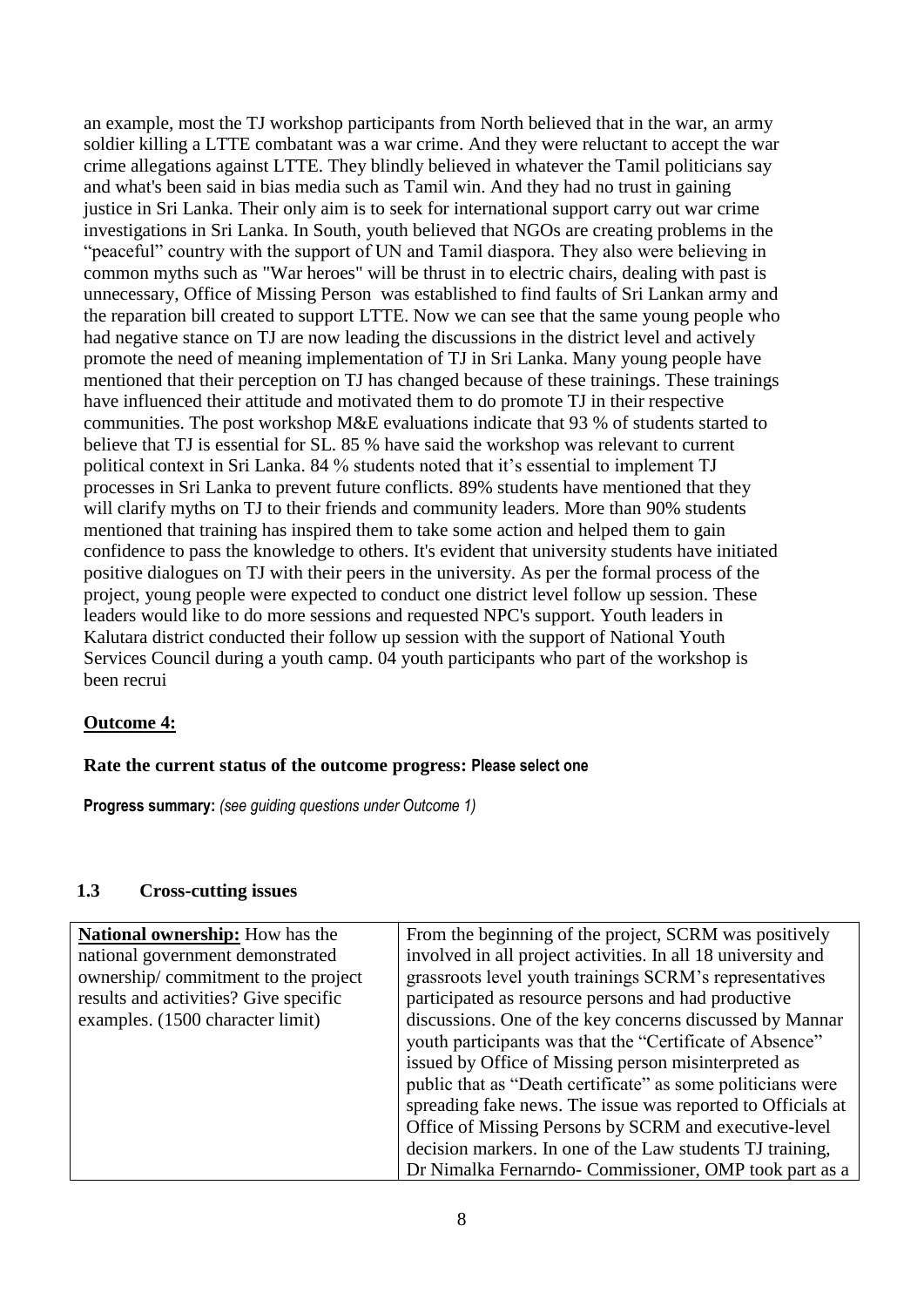an example, most the TJ workshop participants from North believed that in the war, an army soldier killing a LTTE combatant was a war crime. And they were reluctant to accept the war crime allegations against LTTE. They blindly believed in whatever the Tamil politicians say and what's been said in bias media such as Tamil win. And they had no trust in gaining justice in Sri Lanka. Their only aim is to seek for international support carry out war crime investigations in Sri Lanka. In South, youth believed that NGOs are creating problems in the "peaceful" country with the support of UN and Tamil diaspora. They also were believing in common myths such as "War heroes" will be thrust in to electric chairs, dealing with past is unnecessary, Office of Missing Person was established to find faults of Sri Lankan army and the reparation bill created to support LTTE. Now we can see that the same young people who had negative stance on TJ are now leading the discussions in the district level and actively promote the need of meaning implementation of TJ in Sri Lanka. Many young people have mentioned that their perception on TJ has changed because of these trainings. These trainings have influenced their attitude and motivated them to do promote TJ in their respective communities. The post workshop M&E evaluations indicate that 93 % of students started to believe that TJ is essential for SL. 85 % have said the workshop was relevant to current political context in Sri Lanka. 84 % students noted that it's essential to implement TJ processes in Sri Lanka to prevent future conflicts. 89% students have mentioned that they will clarify myths on TJ to their friends and community leaders. More than 90% students mentioned that training has inspired them to take some action and helped them to gain confidence to pass the knowledge to others. It's evident that university students have initiated positive dialogues on TJ with their peers in the university. As per the formal process of the project, young people were expected to conduct one district level follow up session. These leaders would like to do more sessions and requested NPC's support. Youth leaders in Kalutara district conducted their follow up session with the support of National Youth Services Council during a youth camp. 04 youth participants who part of the workshop is been recrui

**Outcome 4:**

**Rate the current status of the outcome progress: Please select one**

**Progress summary:** *(see guiding questions under Outcome 1)*

### 1.3 Cross-cutting issues

| | |
|---|---|
| **National ownership:** How has the national government demonstrated ownership/ commitment to the project results and activities? Give specific examples. (1500 character limit) | From the beginning of the project, SCRM was positively involved in all project activities. In all 18 university and grassroots level youth trainings SCRM's representatives participated as resource persons and had productive discussions. One of the key concerns discussed by Mannar youth participants was that the "Certificate of Absence" issued by Office of Missing person misinterpreted as public that as "Death certificate" as some politicians were spreading fake news. The issue was reported to Officials at Office of Missing Persons by SCRM and executive-level decision markers. In one of the Law students TJ training, Dr Nimalka Fernarndo- Commissioner, OMP took part as a |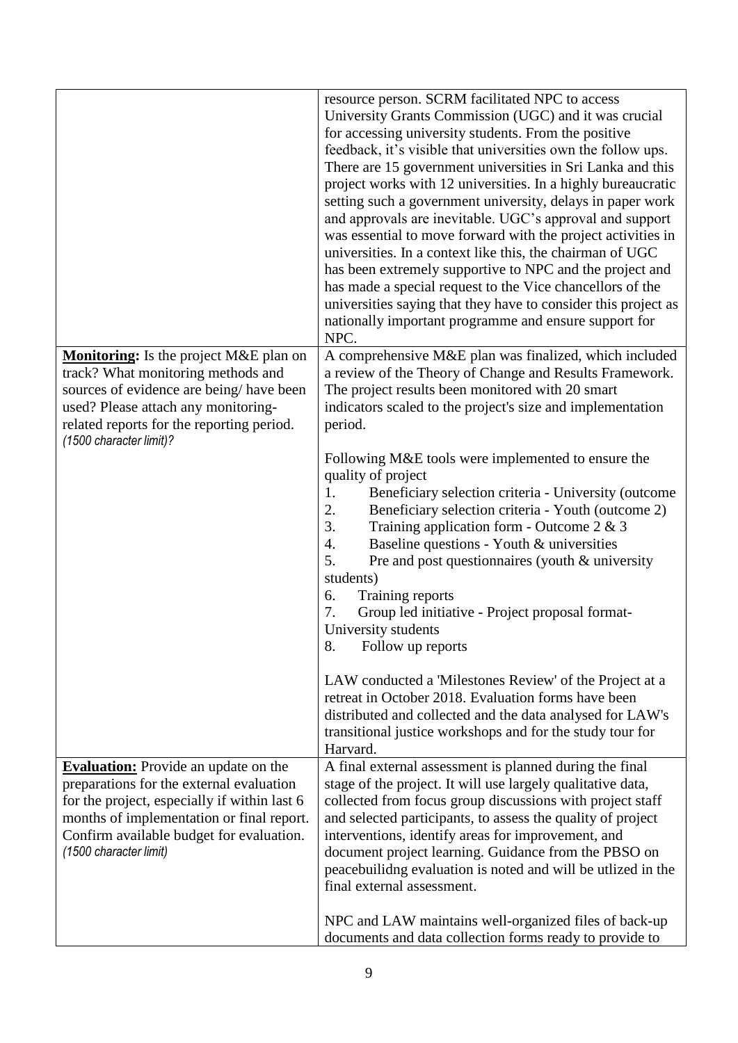| | |
|---|---|
| | resource person. SCRM facilitated NPC to access University Grants Commission (UGC) and it was crucial for accessing university students. From the positive feedback, it's visible that universities own the follow ups. There are 15 government universities in Sri Lanka and this project works with 12 universities. In a highly bureaucratic setting such a government university, delays in paper work and approvals are inevitable. UGC's approval and support was essential to move forward with the project activities in universities. In a context like this, the chairman of UGC has been extremely supportive to NPC and the project and has made a special request to the Vice chancellors of the universities saying that they have to consider this project as nationally important programme and ensure support for NPC. |
| **<u>Monitoring:</u>** Is the project M&E plan on track? What monitoring methods and sources of evidence are being/ have been used? Please attach any monitoring-related reports for the reporting period. *(1500 character limit)?* | A comprehensive M&E plan was finalized, which included a review of the Theory of Change and Results Framework. The project results been monitored with 20 smart indicators scaled to the project's size and implementation period.<br><br>Following M&E tools were implemented to ensure the quality of project<br>1. Beneficiary selection criteria - University (outcome<br>2. Beneficiary selection criteria - Youth (outcome 2)<br>3. Training application form - Outcome 2 & 3<br>4. Baseline questions - Youth & universities<br>5. Pre and post questionnaires (youth & university students)<br>6. Training reports<br>7. Group led initiative - Project proposal format- University students<br>8. Follow up reports<br><br>LAW conducted a 'Milestones Review' of the Project at a retreat in October 2018. Evaluation forms have been distributed and collected and the data analysed for LAW's transitional justice workshops and for the study tour for Harvard. |
| **<u>Evaluation:</u>** Provide an update on the preparations for the external evaluation for the project, especially if within last 6 months of implementation or final report. Confirm available budget for evaluation. *(1500 character limit)* | A final external assessment is planned during the final stage of the project. It will use largely qualitative data, collected from focus group discussions with project staff and selected participants, to assess the quality of project interventions, identify areas for improvement, and document project learning. Guidance from the PBSO on peacebuilidng evaluation is noted and will be utlized in the final external assessment.<br><br>NPC and LAW maintains well-organized files of back-up documents and data collection forms ready to provide to |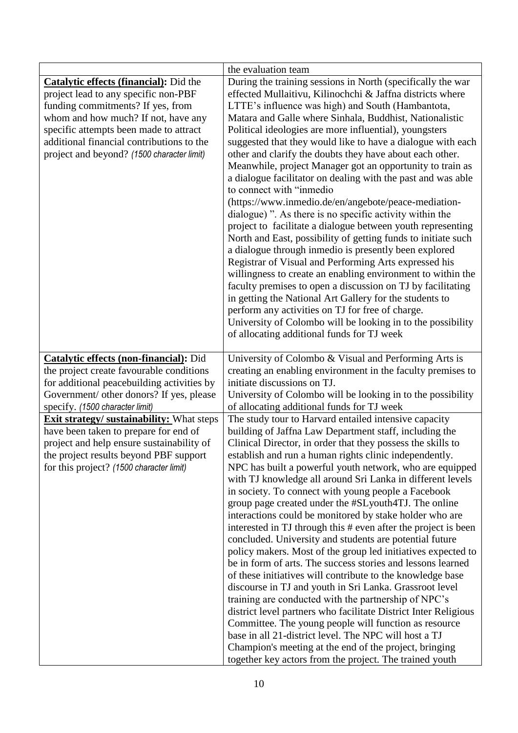| | |
|---|---|
| | the evaluation team |
| **Catalytic effects (financial):** Did the project lead to any specific non-PBF funding commitments? If yes, from whom and how much? If not, have any specific attempts been made to attract additional financial contributions to the project and beyond? *(1500 character limit)* | During the training sessions in North (specifically the war effected Mullaitivu, Kilinochchi & Jaffna districts where LTTE's influence was high) and South (Hambantota, Matara and Galle where Sinhala, Buddhist, Nationalistic Political ideologies are more influential), youngsters suggested that they would like to have a dialogue with each other and clarify the doubts they have about each other. Meanwhile, project Manager got an opportunity to train as a dialogue facilitator on dealing with the past and was able to connect with "inmedio (https://www.inmedio.de/en/angebote/peace-mediation-dialogue) ". As there is no specific activity within the project to facilitate a dialogue between youth representing North and East, possibility of getting funds to initiate such a dialogue through inmedio is presently been explored Registrar of Visual and Performing Arts expressed his willingness to create an enabling environment to within the faculty premises to open a discussion on TJ by facilitating in getting the National Art Gallery for the students to perform any activities on TJ for free of charge. University of Colombo will be looking in to the possibility of allocating additional funds for TJ week |
| **Catalytic effects (non-financial):** Did the project create favourable conditions for additional peacebuilding activities by Government/ other donors? If yes, please specify. *(1500 character limit)* | University of Colombo & Visual and Performing Arts is creating an enabling environment in the faculty premises to initiate discussions on TJ. University of Colombo will be looking in to the possibility of allocating additional funds for TJ week |
| **Exit strategy/ sustainability:** What steps have been taken to prepare for end of project and help ensure sustainability of the project results beyond PBF support for this project? *(1500 character limit)* | The study tour to Harvard entailed intensive capacity building of Jaffna Law Department staff, including the Clinical Director, in order that they possess the skills to establish and run a human rights clinic independently. NPC has built a powerful youth network, who are equipped with TJ knowledge all around Sri Lanka in different levels in society. To connect with young people a Facebook group page created under the #SLyouth4TJ. The online interactions could be monitored by stake holder who are interested in TJ through this # even after the project is been concluded. University and students are potential future policy makers. Most of the group led initiatives expected to be in form of arts. The success stories and lessons learned of these initiatives will contribute to the knowledge base discourse in TJ and youth in Sri Lanka. Grassroot level training are conducted with the partnership of NPC's district level partners who facilitate District Inter Religious Committee. The young people will function as resource base in all 21-district level. The NPC will host a TJ Champion's meeting at the end of the project, bringing together key actors from the project. The trained youth |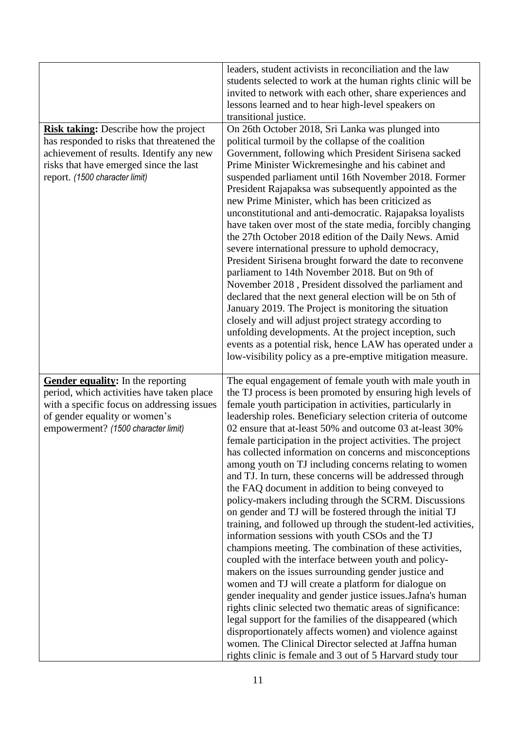|  |  |
|---|---|
|  | leaders, student activists in reconciliation and the law students selected to work at the human rights clinic will be invited to network with each other, share experiences and lessons learned and to hear high-level speakers on transitional justice. |
| **Risk taking:** Describe how the project has responded to risks that threatened the achievement of results. Identify any new risks that have emerged since the last report. *(1500 character limit)* | On 26th October 2018, Sri Lanka was plunged into political turmoil by the collapse of the coalition Government, following which President Sirisena sacked Prime Minister Wickremesinghe and his cabinet and suspended parliament until 16th November 2018. Former President Rajapaksa was subsequently appointed as the new Prime Minister, which has been criticized as unconstitutional and anti-democratic. Rajapaksa loyalists have taken over most of the state media, forcibly changing the 27th October 2018 edition of the Daily News. Amid severe international pressure to uphold democracy, President Sirisena brought forward the date to reconvene parliament to 14th November 2018. But on 9th of November 2018 , President dissolved the parliament and declared that the next general election will be on 5th of January 2019. The Project is monitoring the situation closely and will adjust project strategy according to unfolding developments. At the project inception, such events as a potential risk, hence LAW has operated under a low-visibility policy as a pre-emptive mitigation measure. |
| **Gender equality:** In the reporting period, which activities have taken place with a specific focus on addressing issues of gender equality or women's empowerment? *(1500 character limit)* | The equal engagement of female youth with male youth in the TJ process is been promoted by ensuring high levels of female youth participation in activities, particularly in leadership roles. Beneficiary selection criteria of outcome 02 ensure that at-least 50% and outcome 03 at-least 30% female participation in the project activities. The project has collected information on concerns and misconceptions among youth on TJ including concerns relating to women and TJ. In turn, these concerns will be addressed through the FAQ document in addition to being conveyed to policy-makers including through the SCRM. Discussions on gender and TJ will be fostered through the initial TJ training, and followed up through the student-led activities, information sessions with youth CSOs and the TJ champions meeting. The combination of these activities, coupled with the interface between youth and policy-makers on the issues surrounding gender justice and women and TJ will create a platform for dialogue on gender inequality and gender justice issues.Jafna's human rights clinic selected two thematic areas of significance: legal support for the families of the disappeared (which disproportionately affects women) and violence against women. The Clinical Director selected at Jaffna human rights clinic is female and 3 out of 5 Harvard study tour |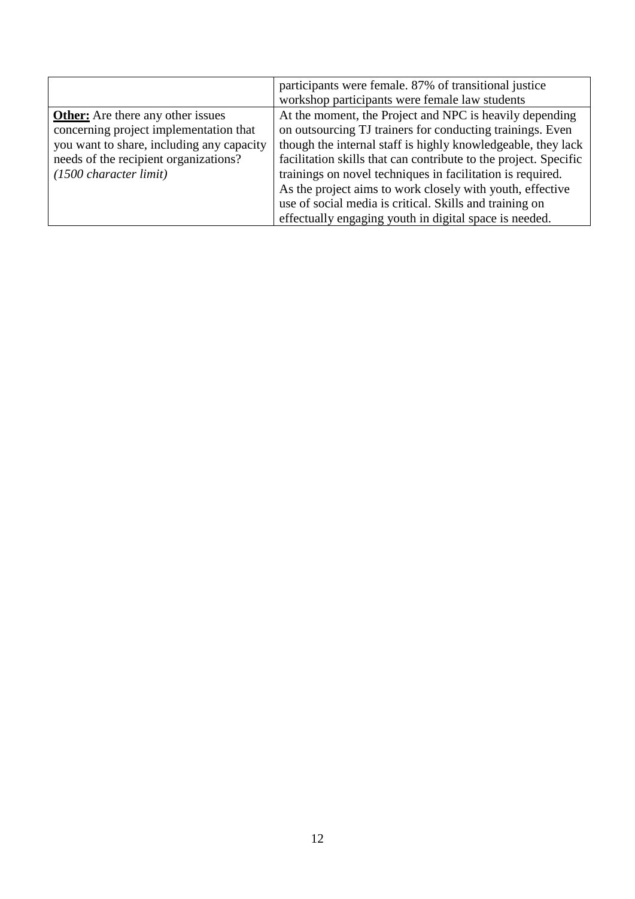| | |
|---|---|
| | participants were female. 87% of transitional justice workshop participants were female law students |
| **Other:** Are there any other issues concerning project implementation that you want to share, including any capacity needs of the recipient organizations? *(1500 character limit)* | At the moment, the Project and NPC is heavily depending on outsourcing TJ trainers for conducting trainings. Even though the internal staff is highly knowledgeable, they lack facilitation skills that can contribute to the project. Specific trainings on novel techniques in facilitation is required. As the project aims to work closely with youth, effective use of social media is critical. Skills and training on effectually engaging youth in digital space is needed. |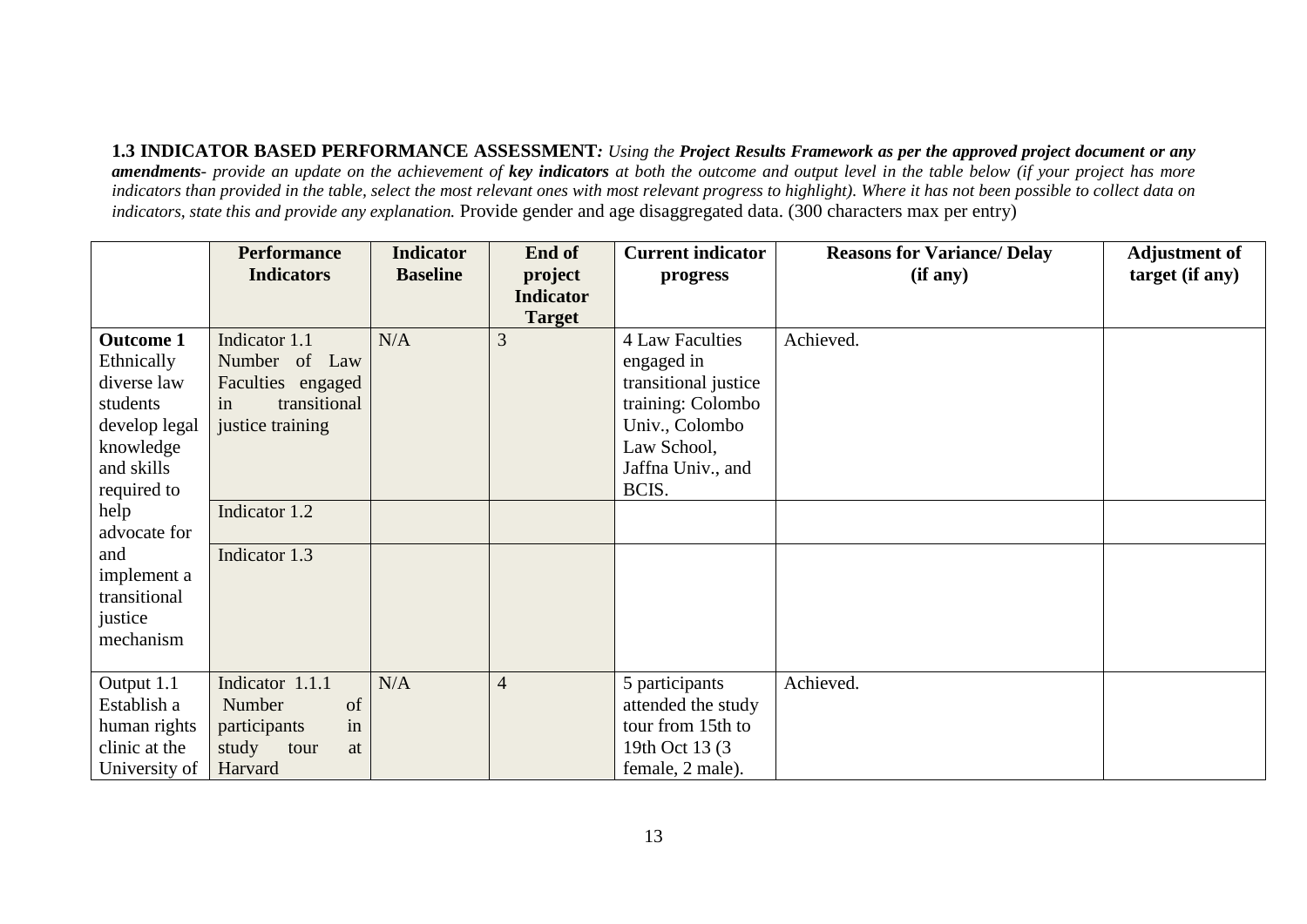**1.3 INDICATOR BASED PERFORMANCE ASSESSMENT***: Using the* ***Project Results Framework as per the approved project document or any amendments****- provide an update on the achievement of* ***key indicators*** *at both the outcome and output level in the table below (if your project has more indicators than provided in the table, select the most relevant ones with most relevant progress to highlight). Where it has not been possible to collect data on indicators, state this and provide any explanation.* Provide gender and age disaggregated data. (300 characters max per entry)

| | Performance Indicators | Indicator Baseline | End of project Indicator Target | Current indicator progress | Reasons for Variance/ Delay (if any) | Adjustment of target (if any) |
|---|---|---|---|---|---|---|
| **Outcome 1** Ethnically diverse law students develop legal knowledge and skills required to help advocate for and implement a transitional justice mechanism | Indicator 1.1 Number of Law Faculties engaged in transitional justice training | N/A | 3 | 4 Law Faculties engaged in transitional justice training: Colombo Univ., Colombo Law School, Jaffna Univ., and BCIS. | Achieved. | |
| | Indicator 1.2 | | | | | |
| | Indicator 1.3 | | | | | |
| Output 1.1 Establish a human rights clinic at the University of | Indicator 1.1.1 Number of participants in study tour at Harvard | N/A | 4 | 5 participants attended the study tour from 15th to 19th Oct 13 (3 female, 2 male). | Achieved. | |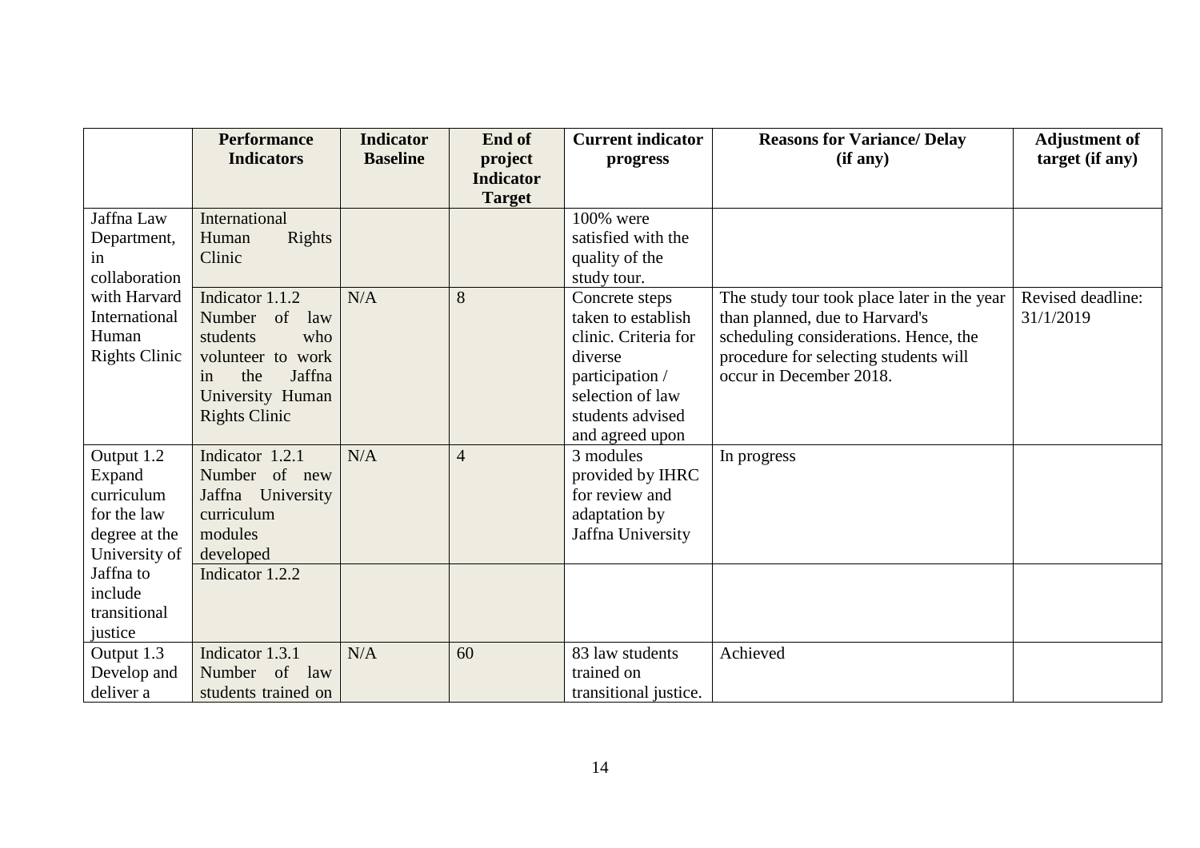| | Performance Indicators | Indicator Baseline | End of project Indicator Target | Current indicator progress | Reasons for Variance/ Delay (if any) | Adjustment of target (if any) |
|---|---|---|---|---|---|---|
| Jaffna Law Department, in collaboration with Harvard International Human Rights Clinic | International Human Rights Clinic | | | 100% were satisfied with the quality of the study tour. | | |
| | Indicator 1.1.2 Number of law students who volunteer to work in the Jaffna University Human Rights Clinic | N/A | 8 | Concrete steps taken to establish clinic. Criteria for diverse participation / selection of law students advised and agreed upon | The study tour took place later in the year than planned, due to Harvard's scheduling considerations. Hence, the procedure for selecting students will occur in December 2018. | Revised deadline: 31/1/2019 |
| Output 1.2 Expand curriculum for the law degree at the University of Jaffna to include transitional justice | Indicator 1.2.1 Number of new Jaffna University curriculum modules developed | N/A | 4 | 3 modules provided by IHRC for review and adaptation by Jaffna University | In progress | |
| | Indicator 1.2.2 | | | | | |
| Output 1.3 Develop and deliver a | Indicator 1.3.1 Number of law students trained on | N/A | 60 | 83 law students trained on transitional justice. | Achieved | |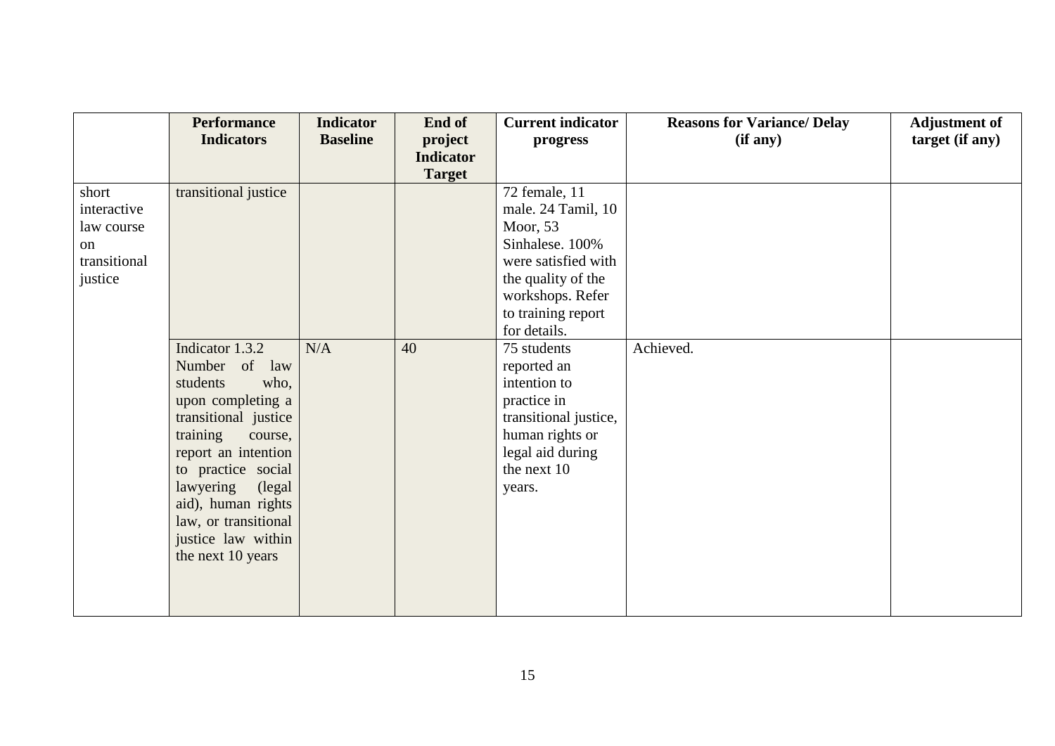| | Performance Indicators | Indicator Baseline | End of project Indicator Target | Current indicator progress | Reasons for Variance/ Delay (if any) | Adjustment of target (if any) |
|---|---|---|---|---|---|---|
| short interactive law course on transitional justice | transitional justice | | | 72 female, 11 male. 24 Tamil, 10 Moor, 53 Sinhalese. 100% were satisfied with the quality of the workshops. Refer to training report for details. | | |
| | Indicator 1.3.2 Number of law students who, upon completing a transitional justice training course, report an intention to practice social lawyering (legal aid), human rights law, or transitional justice law within the next 10 years | N/A | 40 | 75 students reported an intention to practice in transitional justice, human rights or legal aid during the next 10 years. | Achieved. | |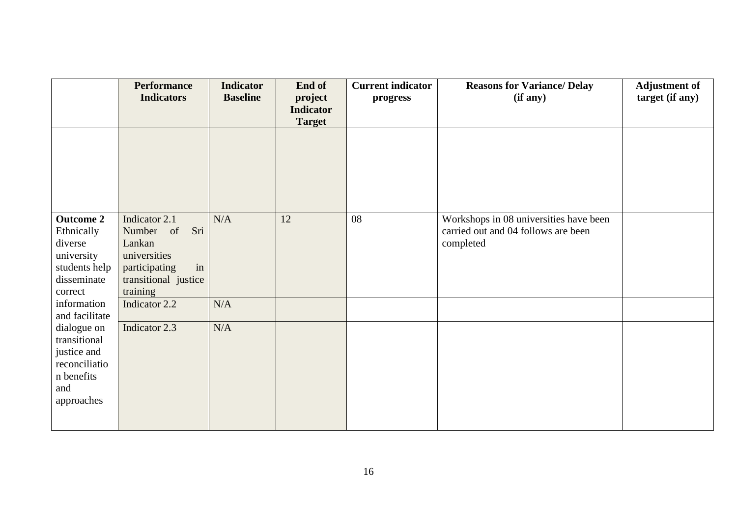| | Performance Indicators | Indicator Baseline | End of project Indicator Target | Current indicator progress | Reasons for Variance/ Delay (if any) | Adjustment of target (if any) |
|---|---|---|---|---|---|---|
| | | | | | | |
| **Outcome 2** Ethnically diverse university students help disseminate correct information and facilitate dialogue on transitional justice and reconciliation benefits and approaches | Indicator 2.1 Number of Sri Lankan universities participating in transitional justice training | N/A | 12 | 08 | Workshops in 08 universities have been carried out and 04 follows are been completed | |
| | Indicator 2.2 | N/A | | | | |
| | Indicator 2.3 | N/A | | | | |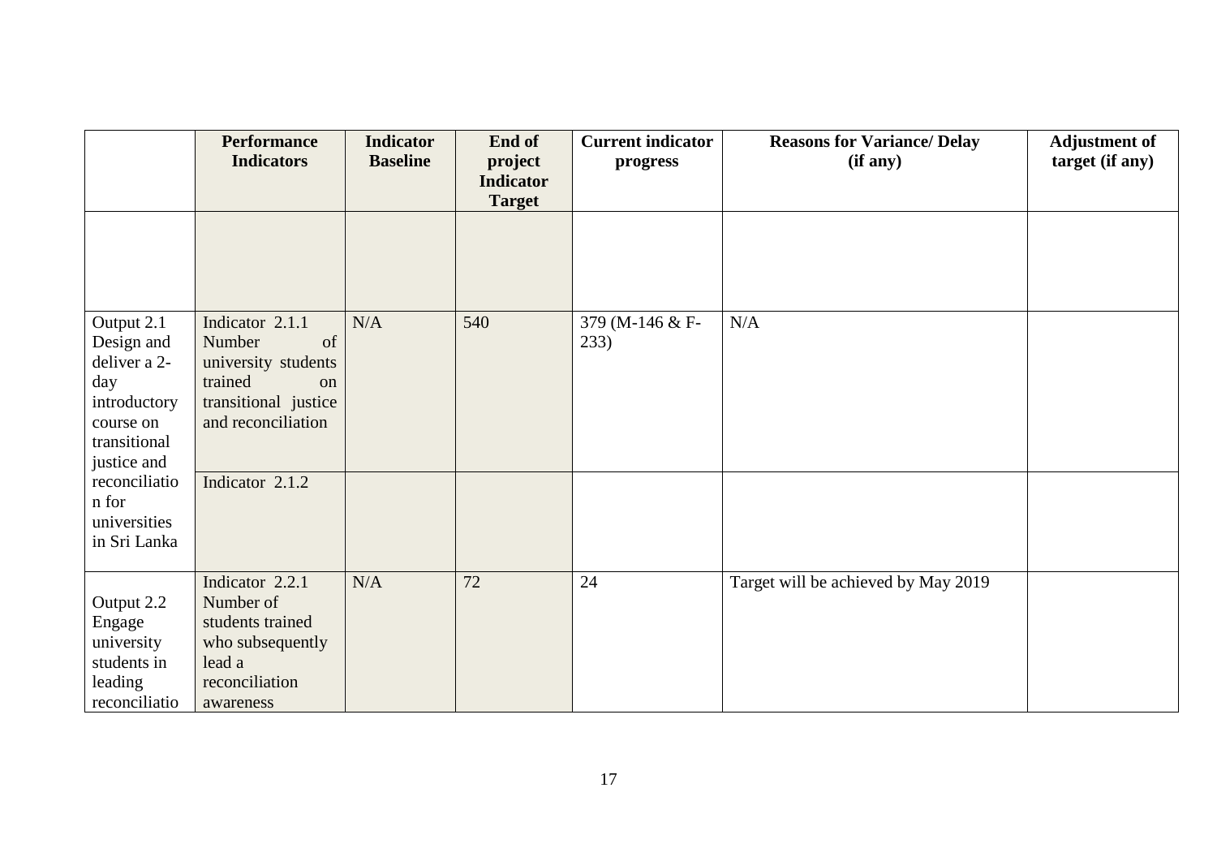| | Performance Indicators | Indicator Baseline | End of project Indicator Target | Current indicator progress | Reasons for Variance/ Delay (if any) | Adjustment of target (if any) |
|---|---|---|---|---|---|---|
| | | | | | | |
| Output 2.1 Design and deliver a 2-day introductory course on transitional justice and reconciliation for universities in Sri Lanka | Indicator 2.1.1 Number of university students trained on transitional justice and reconciliation | N/A | 540 | 379 (M-146 & F-233) | N/A | |
| | Indicator 2.1.2 | | | | | |
| Output 2.2 Engage university students in leading reconciliatio | Indicator 2.2.1 Number of students trained who subsequently lead a reconciliation awareness | N/A | 72 | 24 | Target will be achieved by May 2019 | |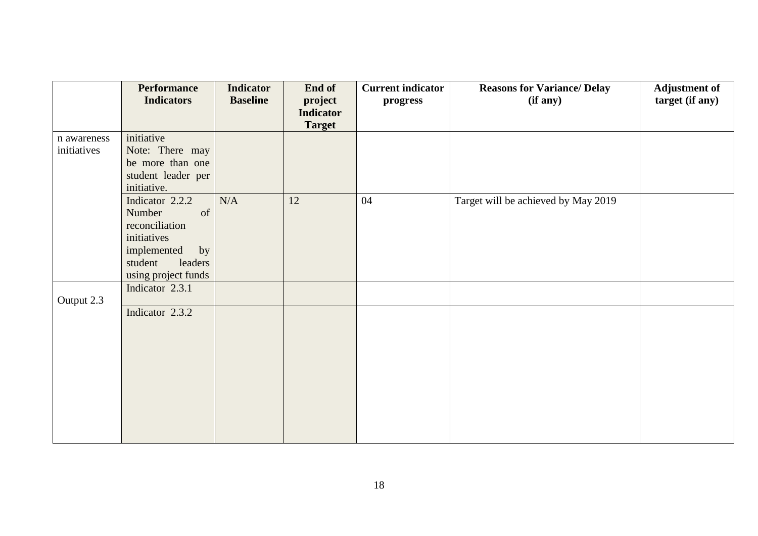| | Performance Indicators | Indicator Baseline | End of project Indicator Target | Current indicator progress | Reasons for Variance/ Delay (if any) | Adjustment of target (if any) |
|---|---|---|---|---|---|---|
| n awareness initiatives | initiative<br>Note: There may be more than one student leader per initiative. | | | | | |
| | Indicator 2.2.2 Number of reconciliation initiatives implemented by student leaders using project funds | N/A | 12 | 04 | Target will be achieved by May 2019 | |
| Output 2.3 | Indicator 2.3.1 | | | | | |
| | Indicator 2.3.2 | | | | | |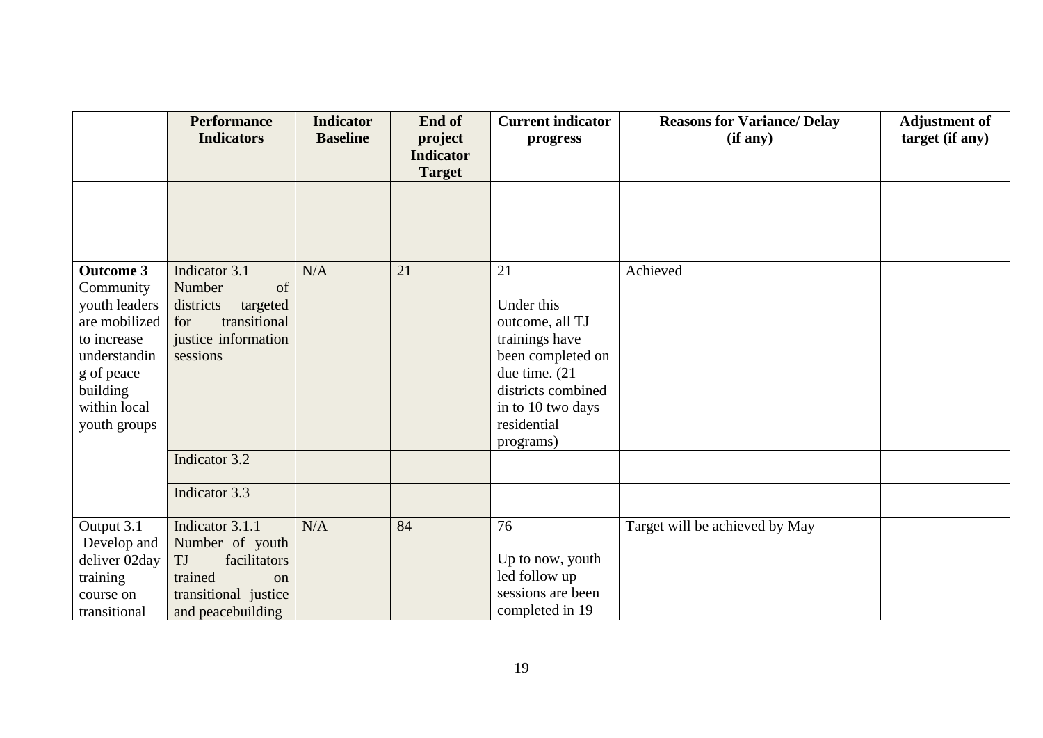| | Performance Indicators | Indicator Baseline | End of project Indicator Target | Current indicator progress | Reasons for Variance/ Delay (if any) | Adjustment of target (if any) |
|---|---|---|---|---|---|---|
| | | | | | | |
| **Outcome 3** Community youth leaders are mobilized to increase understanding of peace building within local youth groups | Indicator 3.1 Number of districts targeted for transitional justice information sessions | N/A | 21 | 21<br><br>Under this outcome, all TJ trainings have been completed on due time. (21 districts combined in to 10 two days residential programs) | Achieved | |
| | Indicator 3.2 | | | | | |
| | Indicator 3.3 | | | | | |
| Output 3.1 Develop and deliver 02day training course on transitional | Indicator 3.1.1 Number of youth TJ facilitators trained on transitional justice and peacebuilding | N/A | 84 | 76<br><br>Up to now, youth led follow up sessions are been completed in 19 | Target will be achieved by May | |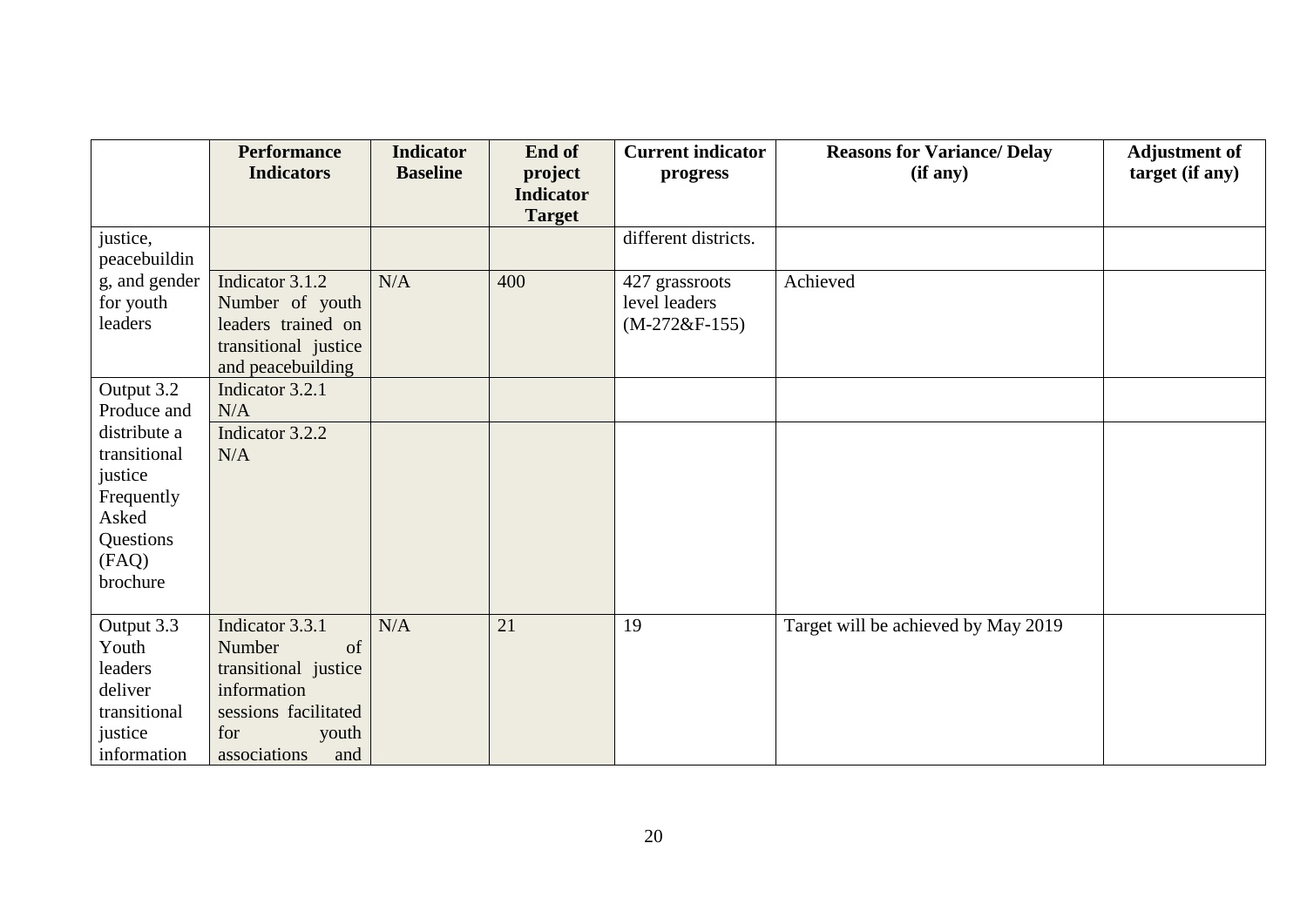| | Performance Indicators | Indicator Baseline | End of project Indicator Target | Current indicator progress | Reasons for Variance/ Delay (if any) | Adjustment of target (if any) |
|---|---|---|---|---|---|---|
| justice, peacebuilding, and gender for youth leaders | | | | different districts. | | |
| | Indicator 3.1.2 Number of youth leaders trained on transitional justice and peacebuilding | N/A | 400 | 427 grassroots level leaders (M-272&F-155) | Achieved | |
| Output 3.2 Produce and distribute a transitional justice Frequently Asked Questions (FAQ) brochure | Indicator 3.2.1 N/A | | | | | |
| | Indicator 3.2.2 N/A | | | | | |
| Output 3.3 Youth leaders deliver transitional justice information | Indicator 3.3.1 Number of transitional justice information sessions facilitated for youth associations and | N/A | 21 | 19 | Target will be achieved by May 2019 | |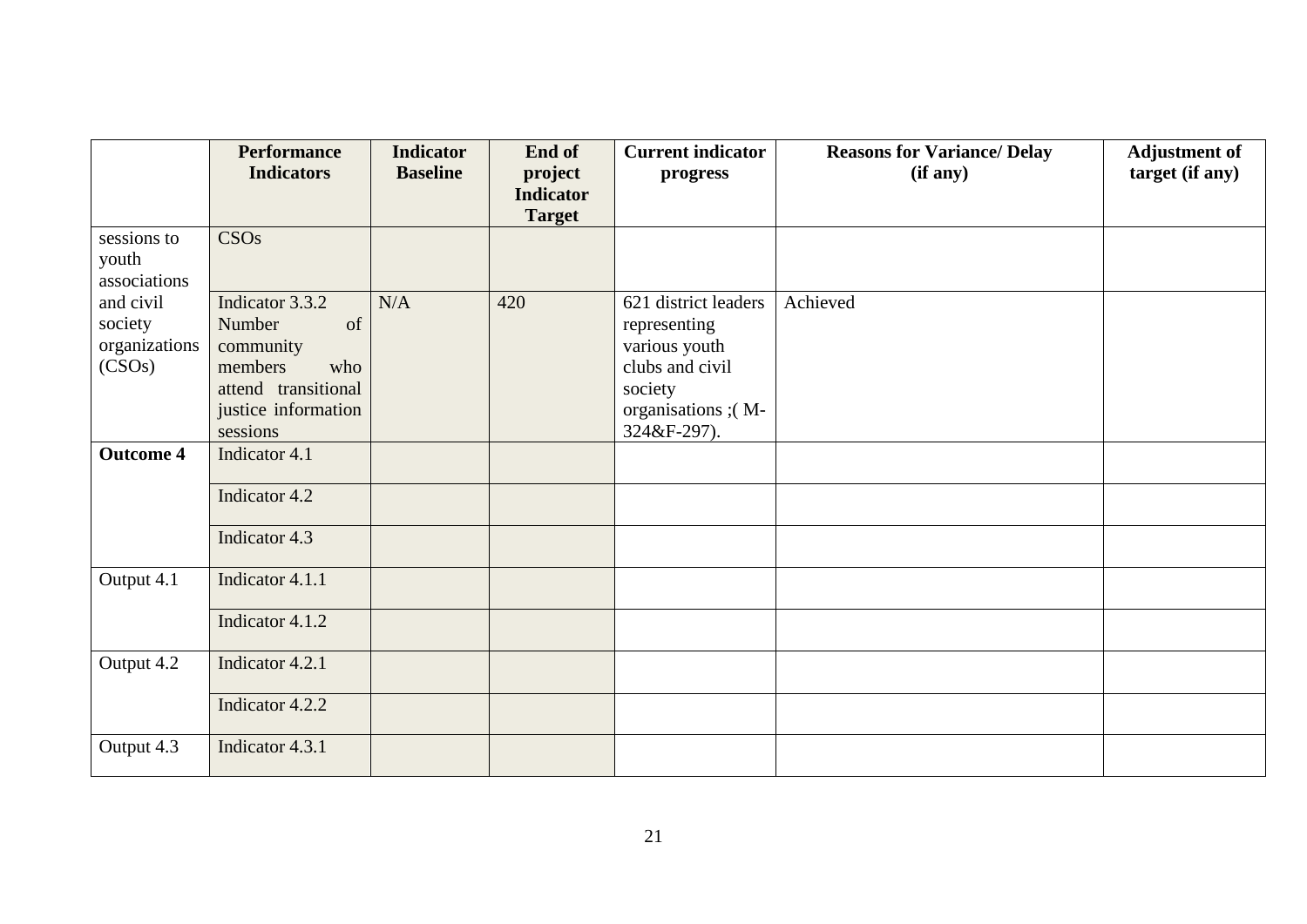| | Performance Indicators | Indicator Baseline | End of project Indicator Target | Current indicator progress | Reasons for Variance/ Delay (if any) | Adjustment of target (if any) |
|---|---|---|---|---|---|---|
| sessions to youth associations | CSOs | | | | | |
| and civil society organizations (CSOs) | Indicator 3.3.2 Number of community members who attend transitional justice information sessions | N/A | 420 | 621 district leaders representing various youth clubs and civil society organisations ;( M-324&F-297). | Achieved | |
| **Outcome 4** | Indicator 4.1 | | | | | |
| | Indicator 4.2 | | | | | |
| | Indicator 4.3 | | | | | |
| Output 4.1 | Indicator 4.1.1 | | | | | |
| | Indicator 4.1.2 | | | | | |
| Output 4.2 | Indicator 4.2.1 | | | | | |
| | Indicator 4.2.2 | | | | | |
| Output 4.3 | Indicator 4.3.1 | | | | | |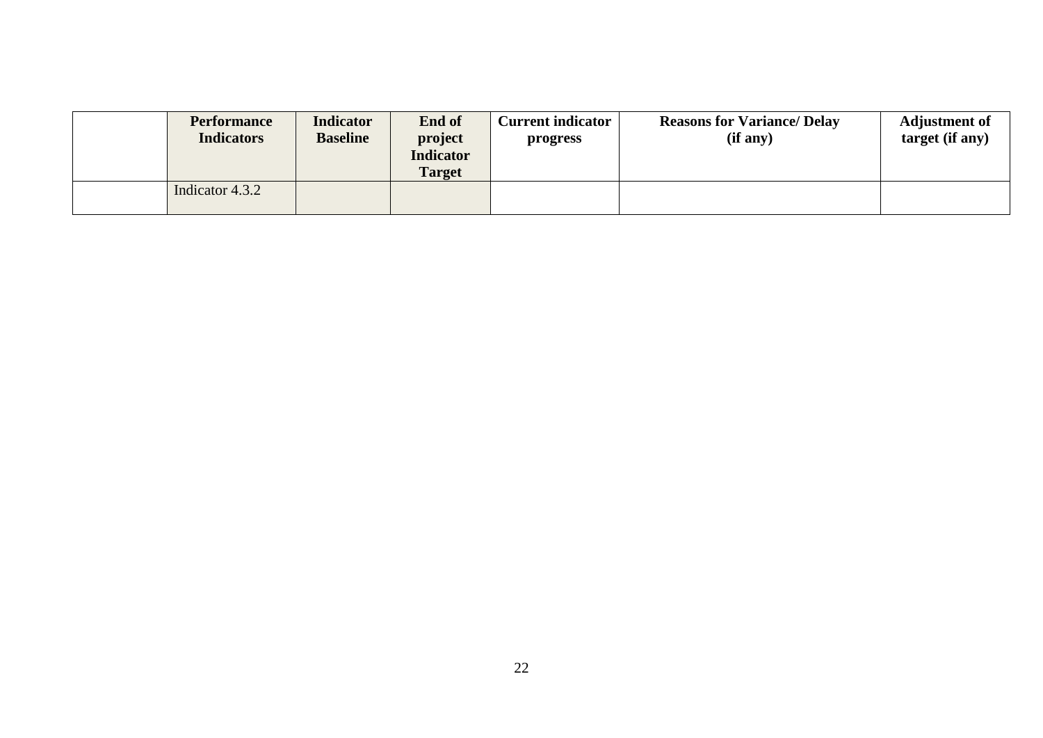| | Performance Indicators | Indicator Baseline | End of project Indicator Target | Current indicator progress | Reasons for Variance/ Delay (if any) | Adjustment of target (if any) |
|---|---|---|---|---|---|---|
| | Indicator 4.3.2 | | | | | |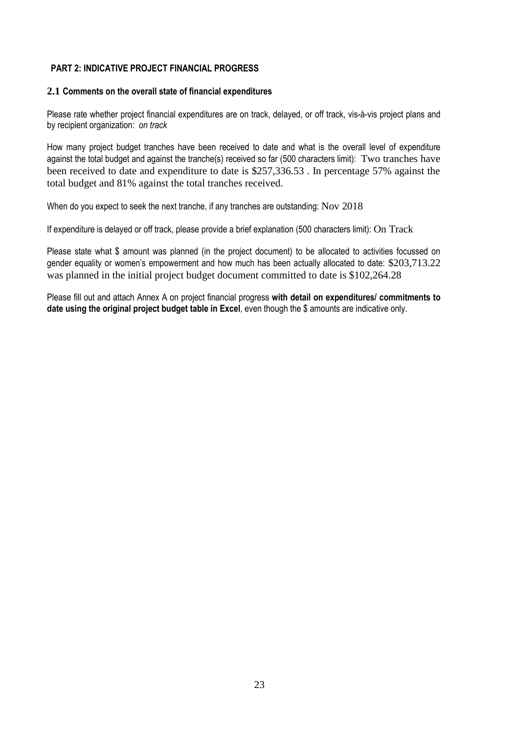## PART 2: INDICATIVE PROJECT FINANCIAL PROGRESS

### 2.1 Comments on the overall state of financial expenditures

Please rate whether project financial expenditures are on track, delayed, or off track, vis-à-vis project plans and by recipient organization: *on track*

How many project budget tranches have been received to date and what is the overall level of expenditure against the total budget and against the tranche(s) received so far (500 characters limit): Two tranches have been received to date and expenditure to date is $257,336.53 . In percentage 57% against the total budget and 81% against the total tranches received.

When do you expect to seek the next tranche, if any tranches are outstanding: Nov 2018

If expenditure is delayed or off track, please provide a brief explanation (500 characters limit): On Track

Please state what $ amount was planned (in the project document) to be allocated to activities focussed on gender equality or women's empowerment and how much has been actually allocated to date: $203,713.22 was planned in the initial project budget document committed to date is $102,264.28

Please fill out and attach Annex A on project financial progress **with detail on expenditures/ commitments to date using the original project budget table in Excel**, even though the $ amounts are indicative only.